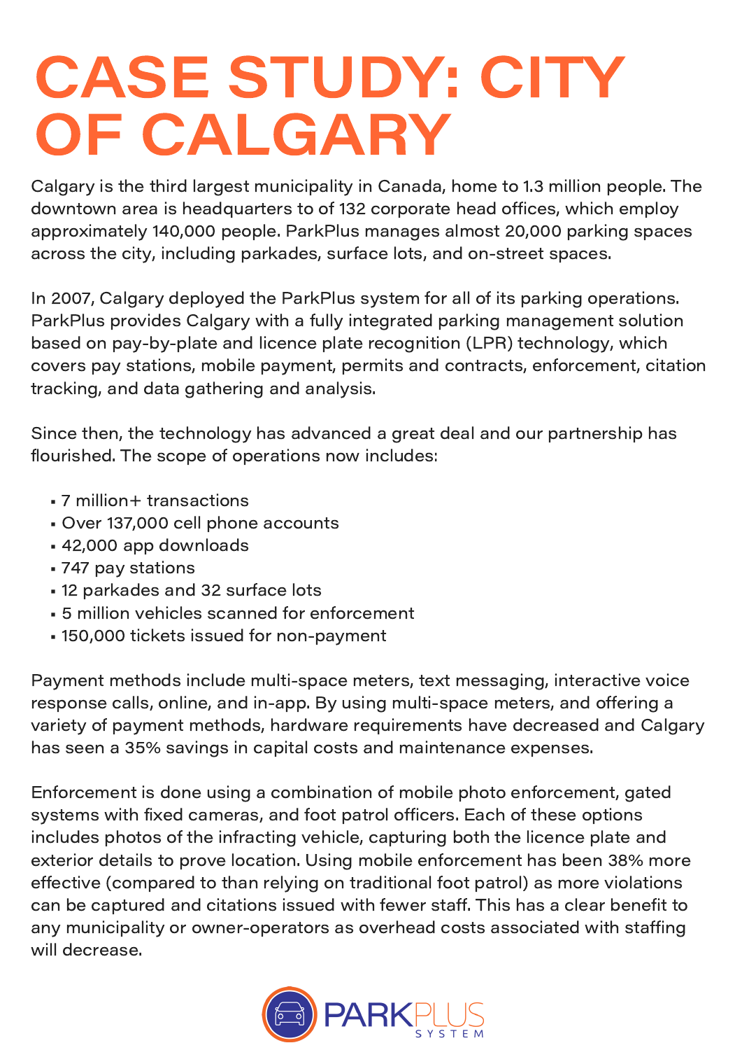# CASE STUDY: CITY OF CALGARY

Calgary is the third largest municipality in Canada, home to 1.3 million people. The downtown area is headquarters to of 132 corporate head offices, which employ approximately 140,000 people. ParkPlus manages almost 20,000 parking spaces across the city, including parkades, surface lots, and on-street spaces.

In 2007, Calgary deployed the ParkPlus system for all of its parking operations. ParkPlus provides Calgary with a fully integrated parking management solution based on pay-by-plate and licence plate recognition (LPR) technology, which covers pay stations, mobile payment, permits and contracts, enforcement, citation tracking, and data gathering and analysis.

Since then, the technology has advanced a great deal and our partnership has flourished. The scope of operations now includes:

- 7 million+ transactions
- Over 137,000 cell phone accounts
- 42,000 app downloads
- 747 pay stations
- 12 parkades and 32 surface lots
- 5 million vehicles scanned for enforcement
- 150,000 tickets issued for non-payment

Payment methods include multi-space meters, text messaging, interactive voice response calls, online, and in-app. By using multi-space meters, and offering a variety of payment methods, hardware requirements have decreased and Calgary has seen a 35% savings in capital costs and maintenance expenses.

Enforcement is done using a combination of mobile photo enforcement, gated systems with fixed cameras, and foot patrol officers. Each of these options includes photos of the infracting vehicle, capturing both the licence plate and exterior details to prove location. Using mobile enforcement has been 38% more effective (compared to than relying on traditional foot patrol) as more violations can be captured and citations issued with fewer staff. This has a clear benefit to any municipality or owner-operators as overhead costs associated with staffing will decrease.

PARKPLUS SYSTEM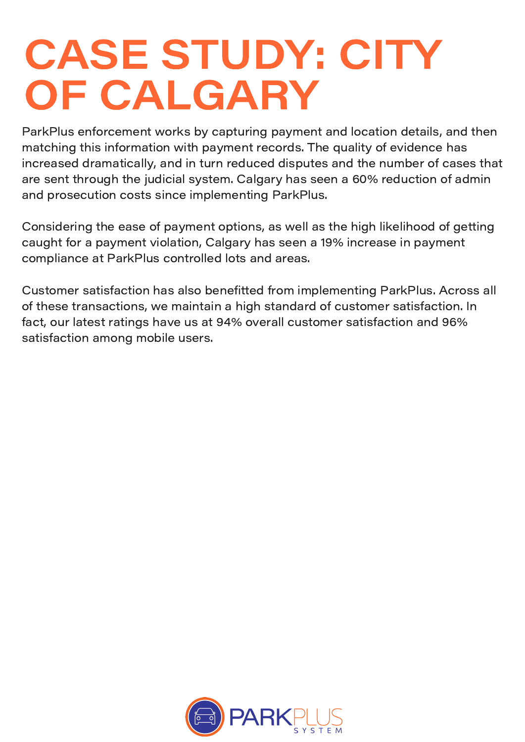# CASE STUDY: CITY OF CALGARY

ParkPlus enforcement works by capturing payment and location details, and then matching this information with payment records. The quality of evidence has increased dramatically, and in turn reduced disputes and the number of cases that are sent through the judicial system. Calgary has seen a 60% reduction of admin and prosecution costs since implementing ParkPlus.

Considering the ease of payment options, as well as the high likelihood of getting caught for a payment violation, Calgary has seen a 19% increase in payment compliance at ParkPlus controlled lots and areas.

Customer satisfaction has also benefitted from implementing ParkPlus. Across all of these transactions, we maintain a high standard of customer satisfaction. In fact, our latest ratings have us at 94% overall customer satisfaction and 96% satisfaction among mobile users.

PARKPLUS SYSTEM